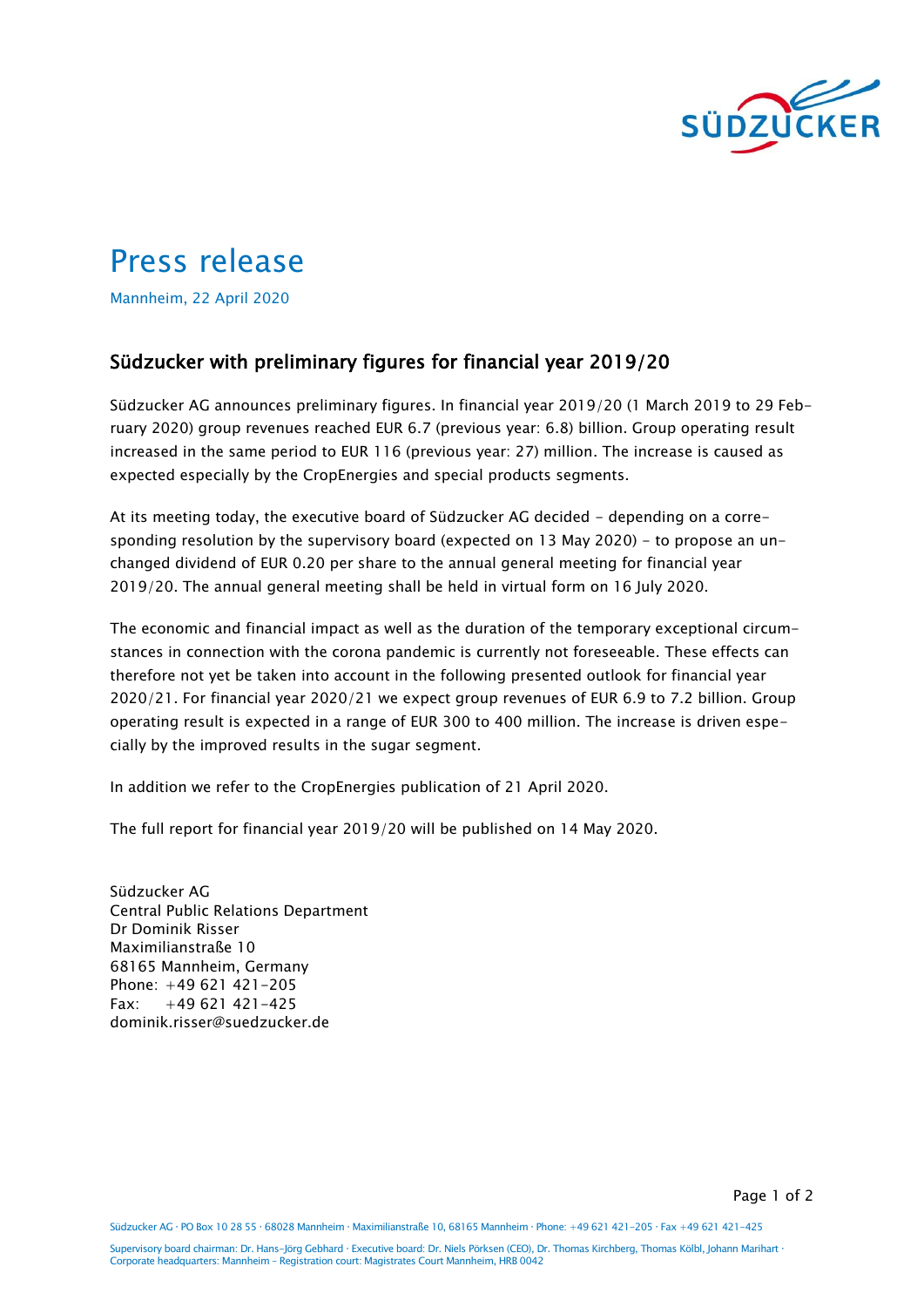# Press release

Mannheim, 22 April 2020

## Südzucker with preliminary figures for financial year 2019/20

Südzucker AG announces preliminary figures. In financial year 2019/20 (1 March 2019 to 29 February 2020) group revenues reached EUR 6.7 (previous year: 6.8) billion. Group operating result increased in the same period to EUR 116 (previous year: 27) million. The increase is caused as expected especially by the CropEnergies and special products segments.

At its meeting today, the executive board of Südzucker AG decided – depending on a corresponding resolution by the supervisory board (expected on 13 May 2020) – to propose an unchanged dividend of EUR 0.20 per share to the annual general meeting for financial year 2019/20. The annual general meeting shall be held in virtual form on 16 July 2020.

The economic and financial impact as well as the duration of the temporary exceptional circumstances in connection with the corona pandemic is currently not foreseeable. These effects can therefore not yet be taken into account in the following presented outlook for financial year 2020/21. For financial year 2020/21 we expect group revenues of EUR 6.9 to 7.2 billion. Group operating result is expected in a range of EUR 300 to 400 million. The increase is driven especially by the improved results in the sugar segment.

In addition we refer to the CropEnergies publication of 21 April 2020.

The full report for financial year 2019/20 will be published on 14 May 2020.

Südzucker AG
Central Public Relations Department
Dr Dominik Risser
Maximilianstraße 10
68165 Mannheim, Germany
Phone: +49 621 421-205
Fax: +49 621 421-425
dominik.risser@suedzucker.de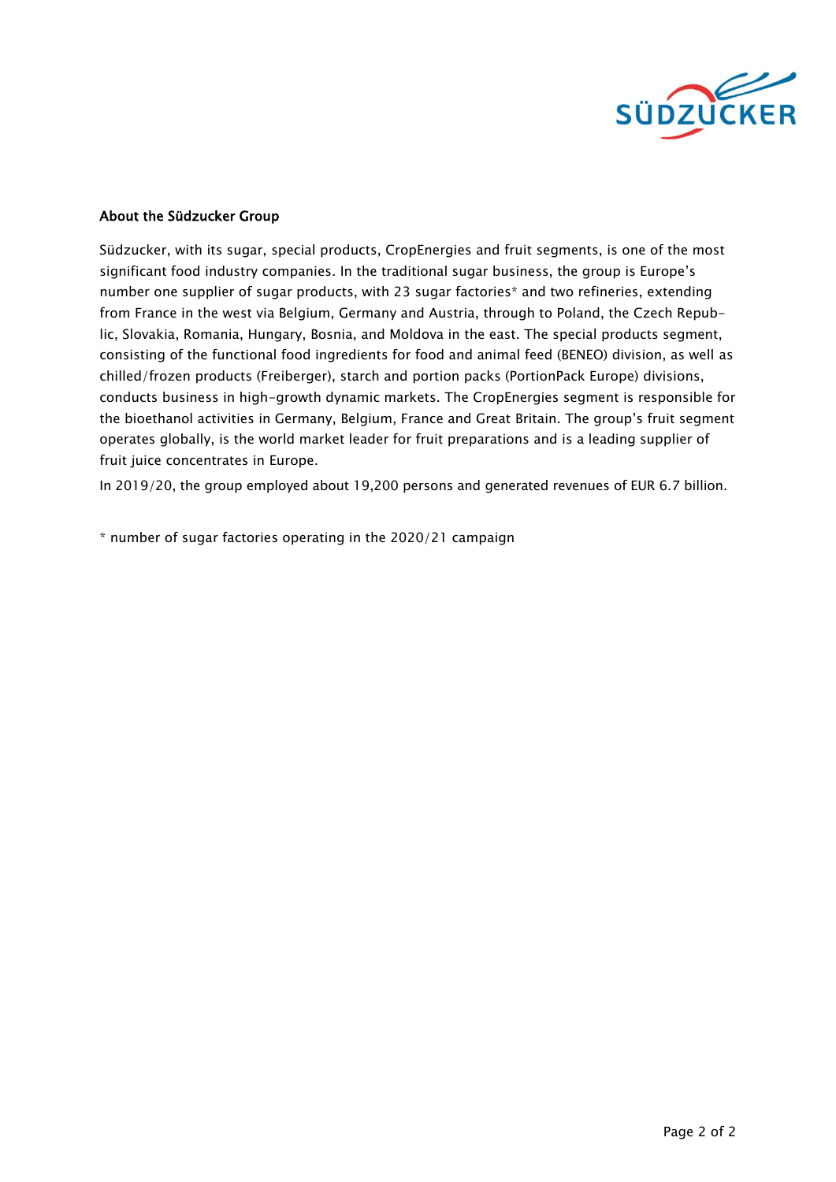## About the Südzucker Group

Südzucker, with its sugar, special products, CropEnergies and fruit segments, is one of the most significant food industry companies. In the traditional sugar business, the group is Europe's number one supplier of sugar products, with 23 sugar factories* and two refineries, extending from France in the west via Belgium, Germany and Austria, through to Poland, the Czech Republic, Slovakia, Romania, Hungary, Bosnia, and Moldova in the east. The special products segment, consisting of the functional food ingredients for food and animal feed (BENEO) division, as well as chilled/frozen products (Freiberger), starch and portion packs (PortionPack Europe) divisions, conducts business in high-growth dynamic markets. The CropEnergies segment is responsible for the bioethanol activities in Germany, Belgium, France and Great Britain. The group's fruit segment operates globally, is the world market leader for fruit preparations and is a leading supplier of fruit juice concentrates in Europe.

In 2019/20, the group employed about 19,200 persons and generated revenues of EUR 6.7 billion.

* number of sugar factories operating in the 2020/21 campaign